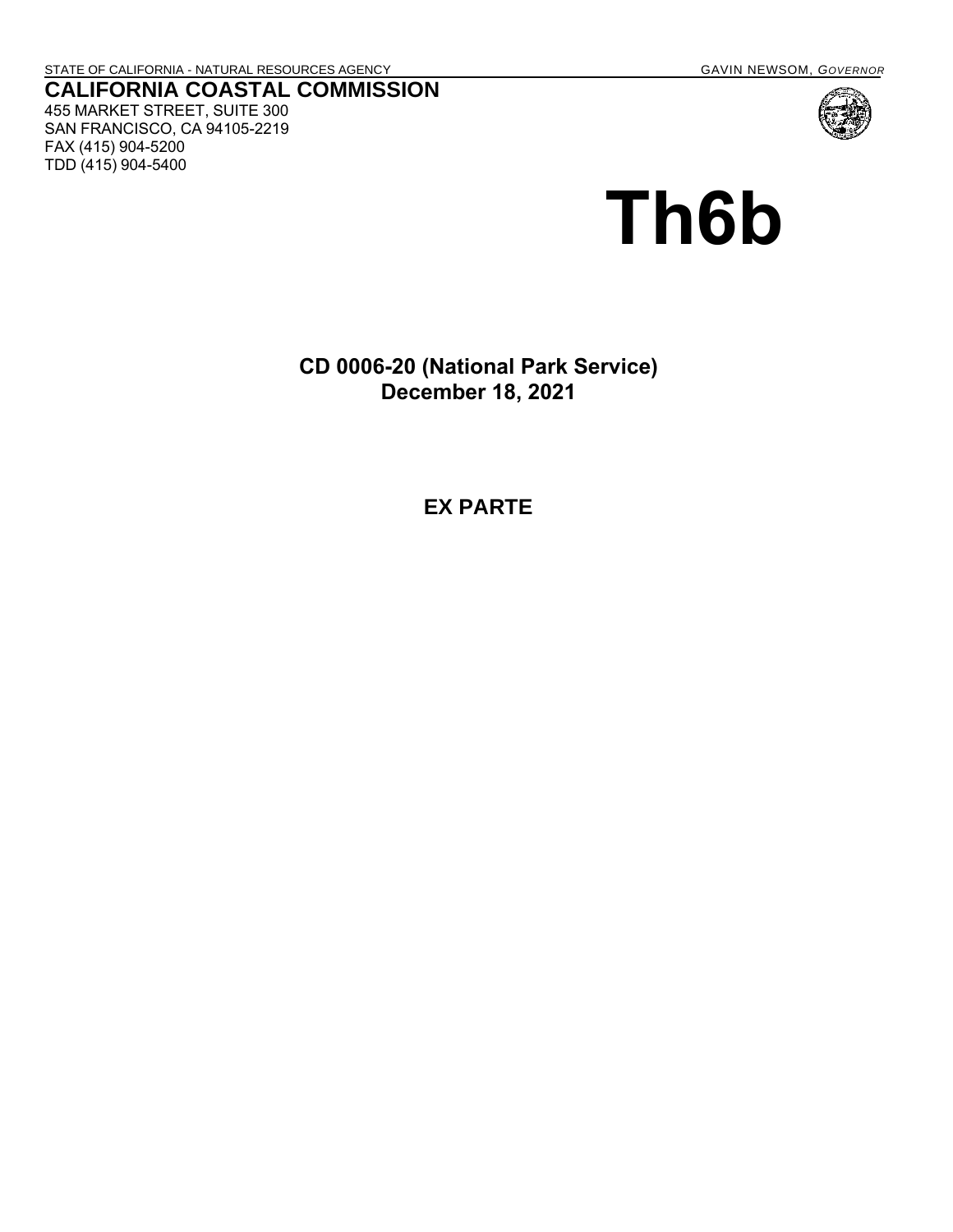STATE OF CALIFORNIA - NATURAL RESOURCES AGENCY GAVIN NEWSOM, *GOVERNOR*

**CALIFORNIA COASTAL COMMISSION**
455 MARKET STREET, SUITE 300
SAN FRANCISCO, CA 94105-2219
FAX (415) 904-5200
TDD (415) 904-5400

# Th6b

**CD 0006-20 (National Park Service)**
**December 18, 2021**

**EX PARTE**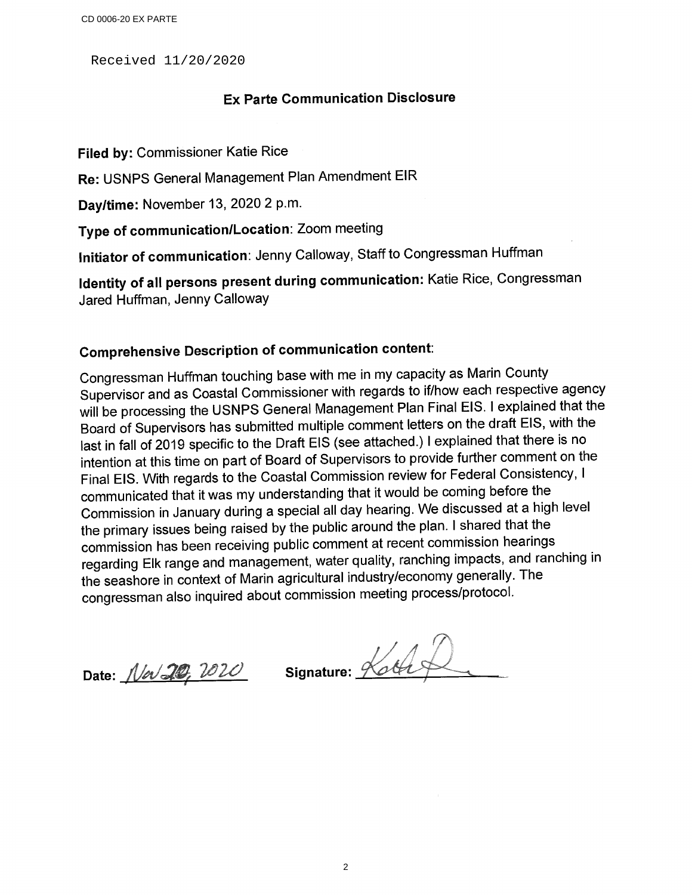CD 0006-20 EX PARTE

Received 11/20/2020

## Ex Parte Communication Disclosure

**Filed by:** Commissioner Katie Rice

**Re:** USNPS General Management Plan Amendment EIR

**Day/time:** November 13, 2020 2 p.m.

**Type of communication/Location**: Zoom meeting

**Initiator of communication**: Jenny Calloway, Staff to Congressman Huffman

**Identity of all persons present during communication:** Katie Rice, Congressman Jared Huffman, Jenny Calloway

### Comprehensive Description of communication content:

Congressman Huffman touching base with me in my capacity as Marin County Supervisor and as Coastal Commissioner with regards to if/how each respective agency will be processing the USNPS General Management Plan Final EIS. I explained that the Board of Supervisors has submitted multiple comment letters on the draft EIS, with the last in fall of 2019 specific to the Draft EIS (see attached.) I explained that there is no intention at this time on part of Board of Supervisors to provide further comment on the Final EIS. With regards to the Coastal Commission review for Federal Consistency, I communicated that it was my understanding that it would be coming before the Commission in January during a special all day hearing. We discussed at a high level the primary issues being raised by the public around the plan. I shared that the commission has been receiving public comment at recent commission hearings regarding Elk range and management, water quality, ranching impacts, and ranching in the seashore in context of Marin agricultural industry/economy generally. The congressman also inquired about commission meeting process/protocol.

**Date:** Nov 20, 2020 **Signature:** [signature]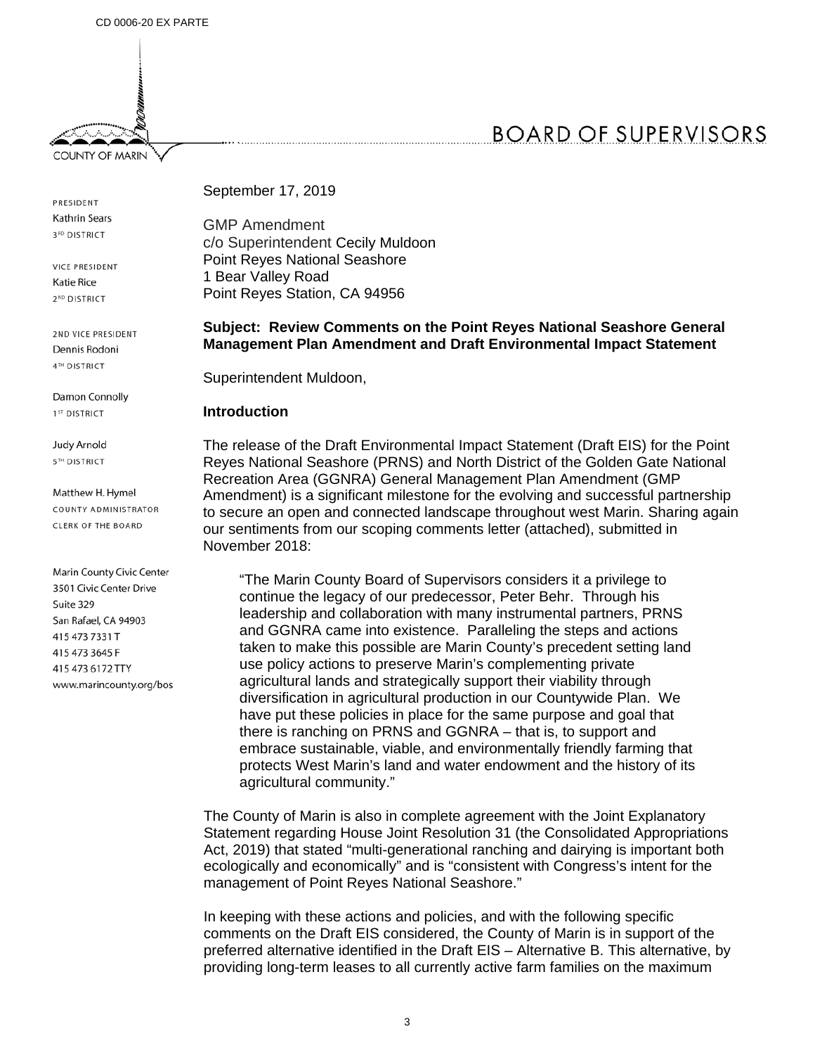CD 0006-20 EX PARTE

COUNTY OF MARIN

BOARD OF SUPERVISORS

PRESIDENT
Kathrin Sears
3RD DISTRICT

VICE PRESIDENT
Katie Rice
2ND DISTRICT

2ND VICE PRESIDENT
Dennis Rodoni
4TH DISTRICT

Damon Connolly
1ST DISTRICT

Judy Arnold
5TH DISTRICT

Matthew H. Hymel
COUNTY ADMINISTRATOR
CLERK OF THE BOARD

Marin County Civic Center
3501 Civic Center Drive
Suite 329
San Rafael, CA 94903
415 473 7331 T
415 473 3645 F
415 473 6172 TTY
www.marincounty.org/bos

September 17, 2019

GMP Amendment
c/o Superintendent Cecily Muldoon
Point Reyes National Seashore
1 Bear Valley Road
Point Reyes Station, CA 94956

**Subject: Review Comments on the Point Reyes National Seashore General Management Plan Amendment and Draft Environmental Impact Statement**

Superintendent Muldoon,

**Introduction**

The release of the Draft Environmental Impact Statement (Draft EIS) for the Point Reyes National Seashore (PRNS) and North District of the Golden Gate National Recreation Area (GGNRA) General Management Plan Amendment (GMP Amendment) is a significant milestone for the evolving and successful partnership to secure an open and connected landscape throughout west Marin. Sharing again our sentiments from our scoping comments letter (attached), submitted in November 2018:

> "The Marin County Board of Supervisors considers it a privilege to continue the legacy of our predecessor, Peter Behr. Through his leadership and collaboration with many instrumental partners, PRNS and GGNRA came into existence. Paralleling the steps and actions taken to make this possible are Marin County's precedent setting land use policy actions to preserve Marin's complementing private agricultural lands and strategically support their viability through diversification in agricultural production in our Countywide Plan. We have put these policies in place for the same purpose and goal that there is ranching on PRNS and GGNRA – that is, to support and embrace sustainable, viable, and environmentally friendly farming that protects West Marin's land and water endowment and the history of its agricultural community."

The County of Marin is also in complete agreement with the Joint Explanatory Statement regarding House Joint Resolution 31 (the Consolidated Appropriations Act, 2019) that stated "multi-generational ranching and dairying is important both ecologically and economically" and is "consistent with Congress's intent for the management of Point Reyes National Seashore."

In keeping with these actions and policies, and with the following specific comments on the Draft EIS considered, the County of Marin is in support of the preferred alternative identified in the Draft EIS – Alternative B. This alternative, by providing long-term leases to all currently active farm families on the maximum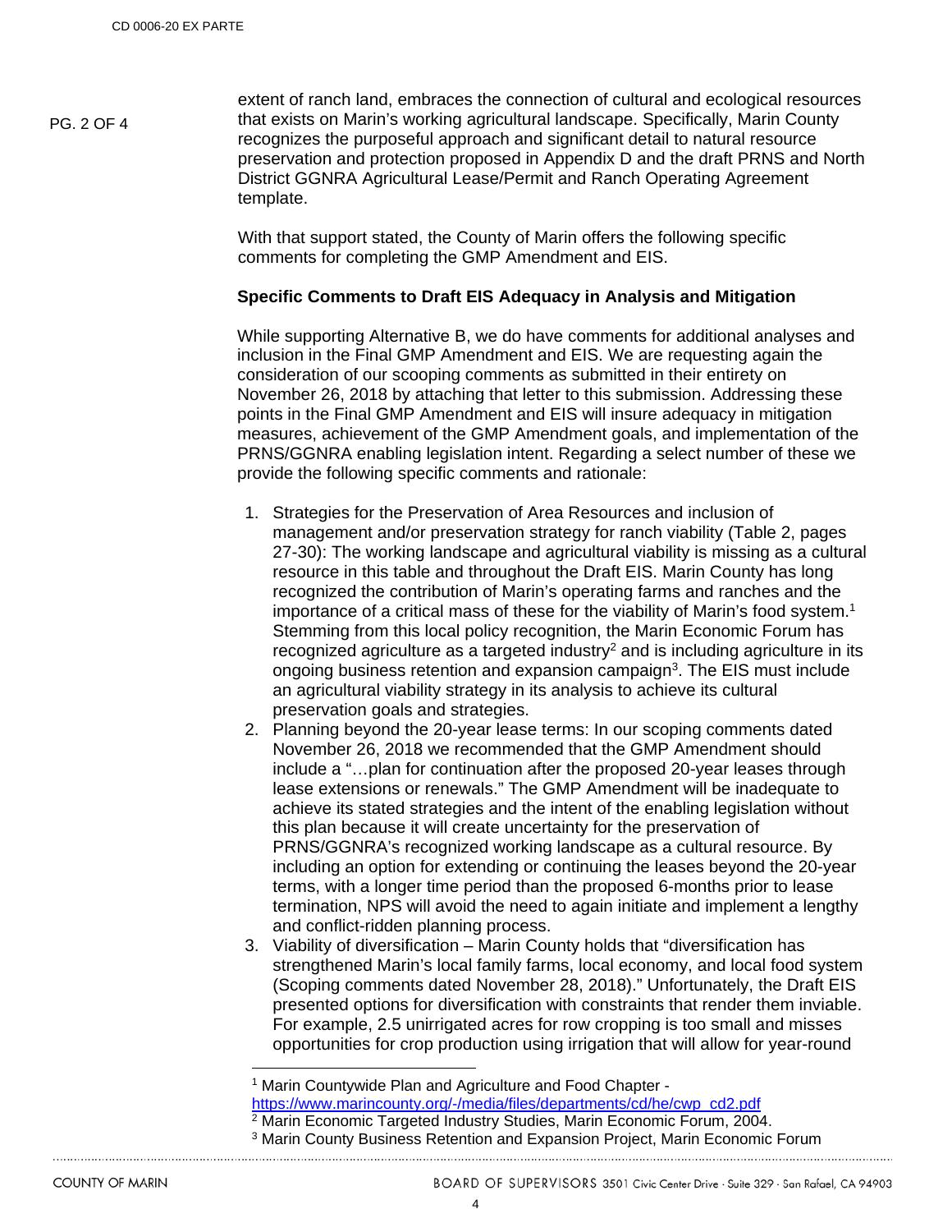extent of ranch land, embraces the connection of cultural and ecological resources that exists on Marin's working agricultural landscape. Specifically, Marin County recognizes the purposeful approach and significant detail to natural resource preservation and protection proposed in Appendix D and the draft PRNS and North District GGNRA Agricultural Lease/Permit and Ranch Operating Agreement template.

With that support stated, the County of Marin offers the following specific comments for completing the GMP Amendment and EIS.

**Specific Comments to Draft EIS Adequacy in Analysis and Mitigation**

While supporting Alternative B, we do have comments for additional analyses and inclusion in the Final GMP Amendment and EIS. We are requesting again the consideration of our scooping comments as submitted in their entirety on November 26, 2018 by attaching that letter to this submission. Addressing these points in the Final GMP Amendment and EIS will insure adequacy in mitigation measures, achievement of the GMP Amendment goals, and implementation of the PRNS/GGNRA enabling legislation intent. Regarding a select number of these we provide the following specific comments and rationale:

1. Strategies for the Preservation of Area Resources and inclusion of management and/or preservation strategy for ranch viability (Table 2, pages 27-30): The working landscape and agricultural viability is missing as a cultural resource in this table and throughout the Draft EIS. Marin County has long recognized the contribution of Marin's operating farms and ranches and the importance of a critical mass of these for the viability of Marin's food system.[1] Stemming from this local policy recognition, the Marin Economic Forum has recognized agriculture as a targeted industry[2] and is including agriculture in its ongoing business retention and expansion campaign[3]. The EIS must include an agricultural viability strategy in its analysis to achieve its cultural preservation goals and strategies.
2. Planning beyond the 20-year lease terms: In our scoping comments dated November 26, 2018 we recommended that the GMP Amendment should include a "…plan for continuation after the proposed 20-year leases through lease extensions or renewals." The GMP Amendment will be inadequate to achieve its stated strategies and the intent of the enabling legislation without this plan because it will create uncertainty for the preservation of PRNS/GGNRA's recognized working landscape as a cultural resource. By including an option for extending or continuing the leases beyond the 20-year terms, with a longer time period than the proposed 6-months prior to lease termination, NPS will avoid the need to again initiate and implement a lengthy and conflict-ridden planning process.
3. Viability of diversification – Marin County holds that "diversification has strengthened Marin's local family farms, local economy, and local food system (Scoping comments dated November 28, 2018)." Unfortunately, the Draft EIS presented options for diversification with constraints that render them inviable. For example, 2.5 unirrigated acres for row cropping is too small and misses opportunities for crop production using irrigation that will allow for year-round

[1] Marin Countywide Plan and Agriculture and Food Chapter - https://www.marincounty.org/-/media/files/departments/cd/he/cwp_cd2.pdf

[2] Marin Economic Targeted Industry Studies, Marin Economic Forum, 2004.

[3] Marin County Business Retention and Expansion Project, Marin Economic Forum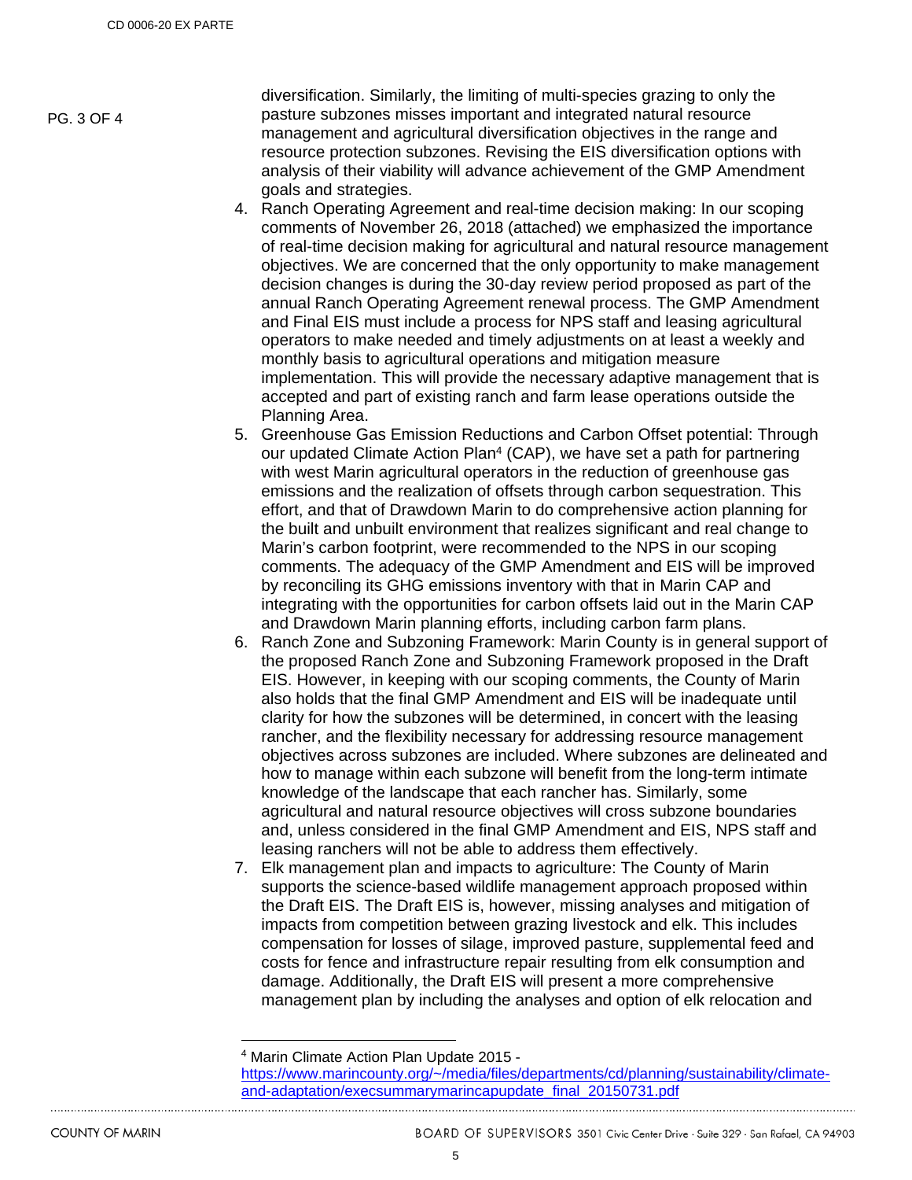diversification. Similarly, the limiting of multi-species grazing to only the pasture subzones misses important and integrated natural resource management and agricultural diversification objectives in the range and resource protection subzones. Revising the EIS diversification options with analysis of their viability will advance achievement of the GMP Amendment goals and strategies.

4. Ranch Operating Agreement and real-time decision making: In our scoping comments of November 26, 2018 (attached) we emphasized the importance of real-time decision making for agricultural and natural resource management objectives. We are concerned that the only opportunity to make management decision changes is during the 30-day review period proposed as part of the annual Ranch Operating Agreement renewal process. The GMP Amendment and Final EIS must include a process for NPS staff and leasing agricultural operators to make needed and timely adjustments on at least a weekly and monthly basis to agricultural operations and mitigation measure implementation. This will provide the necessary adaptive management that is accepted and part of existing ranch and farm lease operations outside the Planning Area.
5. Greenhouse Gas Emission Reductions and Carbon Offset potential: Through our updated Climate Action Plan[4] (CAP), we have set a path for partnering with west Marin agricultural operators in the reduction of greenhouse gas emissions and the realization of offsets through carbon sequestration. This effort, and that of Drawdown Marin to do comprehensive action planning for the built and unbuilt environment that realizes significant and real change to Marin's carbon footprint, were recommended to the NPS in our scoping comments. The adequacy of the GMP Amendment and EIS will be improved by reconciling its GHG emissions inventory with that in Marin CAP and integrating with the opportunities for carbon offsets laid out in the Marin CAP and Drawdown Marin planning efforts, including carbon farm plans.
6. Ranch Zone and Subzoning Framework: Marin County is in general support of the proposed Ranch Zone and Subzoning Framework proposed in the Draft EIS. However, in keeping with our scoping comments, the County of Marin also holds that the final GMP Amendment and EIS will be inadequate until clarity for how the subzones will be determined, in concert with the leasing rancher, and the flexibility necessary for addressing resource management objectives across subzones are included. Where subzones are delineated and how to manage within each subzone will benefit from the long-term intimate knowledge of the landscape that each rancher has. Similarly, some agricultural and natural resource objectives will cross subzone boundaries and, unless considered in the final GMP Amendment and EIS, NPS staff and leasing ranchers will not be able to address them effectively.
7. Elk management plan and impacts to agriculture: The County of Marin supports the science-based wildlife management approach proposed within the Draft EIS. The Draft EIS is, however, missing analyses and mitigation of impacts from competition between grazing livestock and elk. This includes compensation for losses of silage, improved pasture, supplemental feed and costs for fence and infrastructure repair resulting from elk consumption and damage. Additionally, the Draft EIS will present a more comprehensive management plan by including the analyses and option of elk relocation and

[4] Marin Climate Action Plan Update 2015 - https://www.marincounty.org/~/media/files/departments/cd/planning/sustainability/climate-and-adaptation/execsummarymarincapupdate_final_20150731.pdf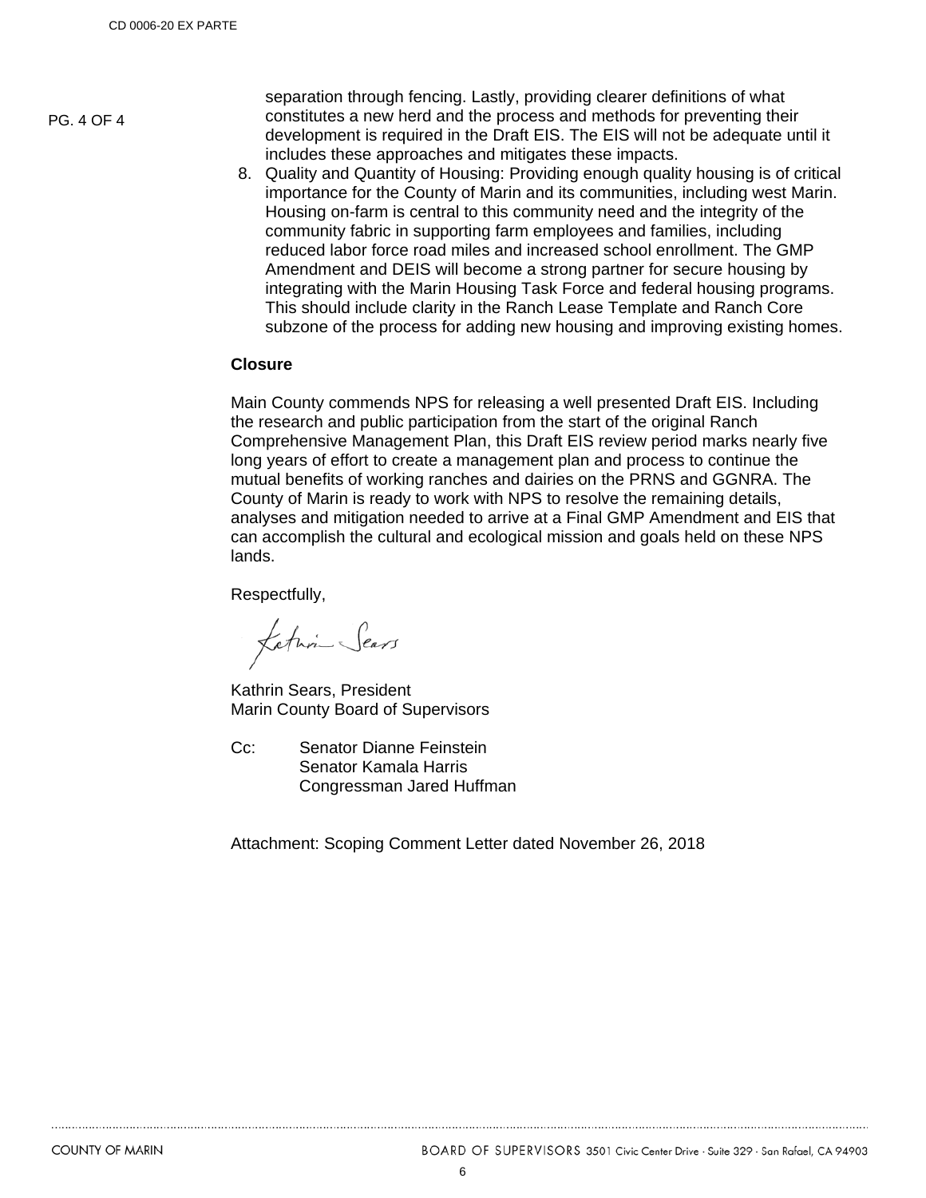separation through fencing. Lastly, providing clearer definitions of what constitutes a new herd and the process and methods for preventing their development is required in the Draft EIS. The EIS will not be adequate until it includes these approaches and mitigates these impacts.

8. Quality and Quantity of Housing: Providing enough quality housing is of critical importance for the County of Marin and its communities, including west Marin. Housing on-farm is central to this community need and the integrity of the community fabric in supporting farm employees and families, including reduced labor force road miles and increased school enrollment. The GMP Amendment and DEIS will become a strong partner for secure housing by integrating with the Marin Housing Task Force and federal housing programs. This should include clarity in the Ranch Lease Template and Ranch Core subzone of the process for adding new housing and improving existing homes.

**Closure**

Main County commends NPS for releasing a well presented Draft EIS. Including the research and public participation from the start of the original Ranch Comprehensive Management Plan, this Draft EIS review period marks nearly five long years of effort to create a management plan and process to continue the mutual benefits of working ranches and dairies on the PRNS and GGNRA. The County of Marin is ready to work with NPS to resolve the remaining details, analyses and mitigation needed to arrive at a Final GMP Amendment and EIS that can accomplish the cultural and ecological mission and goals held on these NPS lands.

Respectfully,

Kathrin Sears

Kathrin Sears, President
Marin County Board of Supervisors

Cc: Senator Dianne Feinstein
Senator Kamala Harris
Congressman Jared Huffman

Attachment: Scoping Comment Letter dated November 26, 2018